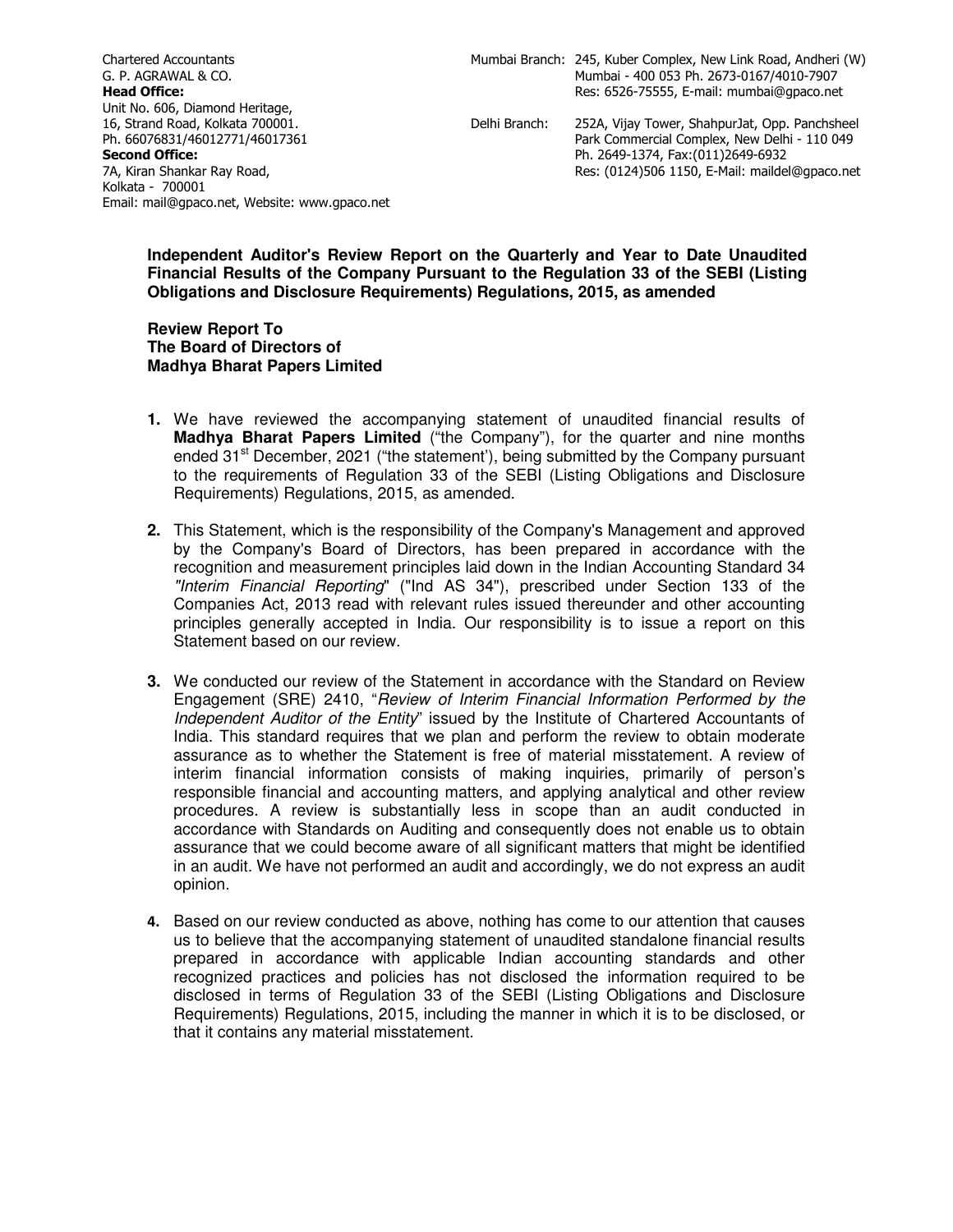Chartered Accountants
G. P. AGRAWAL & CO.
**Head Office:**
Unit No. 606, Diamond Heritage,
16, Strand Road, Kolkata 700001.
Ph. 66076831/46012771/46017361
**Second Office:**
7A, Kiran Shankar Ray Road,
Kolkata - 700001
Email: mail@gpaco.net, Website: www.gpaco.net

Mumbai Branch: 245, Kuber Complex, New Link Road, Andheri (W)
Mumbai - 400 053 Ph. 2673-0167/4010-7907
Res: 6526-75555, E-mail: mumbai@gpaco.net

Delhi Branch: 252A, Vijay Tower, ShahpurJat, Opp. Panchsheel
Park Commercial Complex, New Delhi - 110 049
Ph. 2649-1374, Fax:(011)2649-6932
Res: (0124)506 1150, E-Mail: maildel@gpaco.net

**Independent Auditor's Review Report on the Quarterly and Year to Date Unaudited Financial Results of the Company Pursuant to the Regulation 33 of the SEBI (Listing Obligations and Disclosure Requirements) Regulations, 2015, as amended**

**Review Report To**
**The Board of Directors of**
**Madhya Bharat Papers Limited**

1. We have reviewed the accompanying statement of unaudited financial results of **Madhya Bharat Papers Limited** ("the Company"), for the quarter and nine months ended 31st December, 2021 ("the statement'), being submitted by the Company pursuant to the requirements of Regulation 33 of the SEBI (Listing Obligations and Disclosure Requirements) Regulations, 2015, as amended.

2. This Statement, which is the responsibility of the Company's Management and approved by the Company's Board of Directors, has been prepared in accordance with the recognition and measurement principles laid down in the Indian Accounting Standard 34 *"Interim Financial Reporting*" ("Ind AS 34"), prescribed under Section 133 of the Companies Act, 2013 read with relevant rules issued thereunder and other accounting principles generally accepted in India. Our responsibility is to issue a report on this Statement based on our review.

3. We conducted our review of the Statement in accordance with the Standard on Review Engagement (SRE) 2410, "*Review of Interim Financial Information Performed by the Independent Auditor of the Entity*" issued by the Institute of Chartered Accountants of India. This standard requires that we plan and perform the review to obtain moderate assurance as to whether the Statement is free of material misstatement. A review of interim financial information consists of making inquiries, primarily of person's responsible financial and accounting matters, and applying analytical and other review procedures. A review is substantially less in scope than an audit conducted in accordance with Standards on Auditing and consequently does not enable us to obtain assurance that we could become aware of all significant matters that might be identified in an audit. We have not performed an audit and accordingly, we do not express an audit opinion.

4. Based on our review conducted as above, nothing has come to our attention that causes us to believe that the accompanying statement of unaudited standalone financial results prepared in accordance with applicable Indian accounting standards and other recognized practices and policies has not disclosed the information required to be disclosed in terms of Regulation 33 of the SEBI (Listing Obligations and Disclosure Requirements) Regulations, 2015, including the manner in which it is to be disclosed, or that it contains any material misstatement.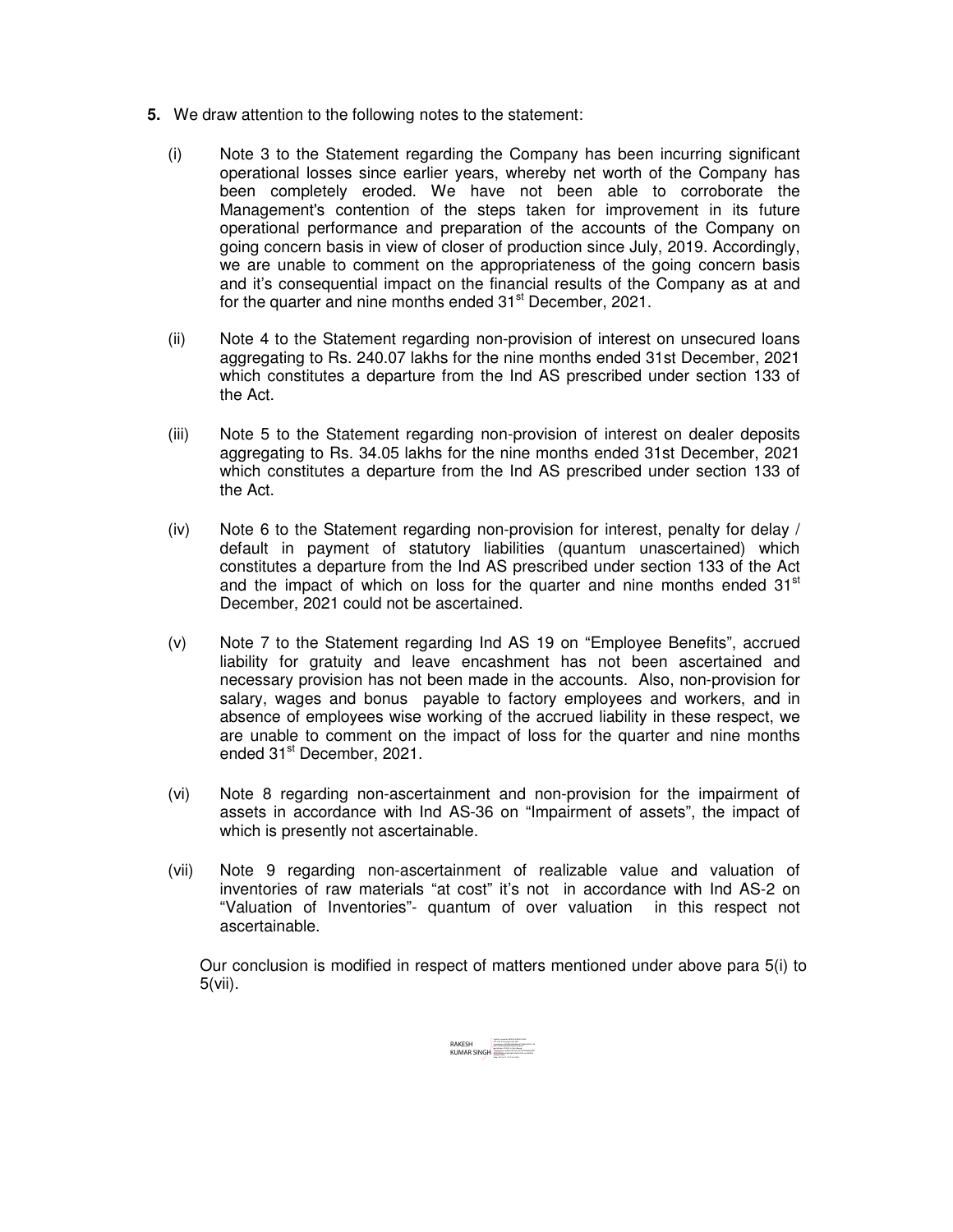5. We draw attention to the following notes to the statement:

   (i) Note 3 to the Statement regarding the Company has been incurring significant operational losses since earlier years, whereby net worth of the Company has been completely eroded. We have not been able to corroborate the Management's contention of the steps taken for improvement in its future operational performance and preparation of the accounts of the Company on going concern basis in view of closer of production since July, 2019. Accordingly, we are unable to comment on the appropriateness of the going concern basis and it's consequential impact on the financial results of the Company as at and for the quarter and nine months ended 31st December, 2021.

   (ii) Note 4 to the Statement regarding non-provision of interest on unsecured loans aggregating to Rs. 240.07 lakhs for the nine months ended 31st December, 2021 which constitutes a departure from the Ind AS prescribed under section 133 of the Act.

   (iii) Note 5 to the Statement regarding non-provision of interest on dealer deposits aggregating to Rs. 34.05 lakhs for the nine months ended 31st December, 2021 which constitutes a departure from the Ind AS prescribed under section 133 of the Act.

   (iv) Note 6 to the Statement regarding non-provision for interest, penalty for delay / default in payment of statutory liabilities (quantum unascertained) which constitutes a departure from the Ind AS prescribed under section 133 of the Act and the impact of which on loss for the quarter and nine months ended 31st December, 2021 could not be ascertained.

   (v) Note 7 to the Statement regarding Ind AS 19 on "Employee Benefits", accrued liability for gratuity and leave encashment has not been ascertained and necessary provision has not been made in the accounts. Also, non-provision for salary, wages and bonus payable to factory employees and workers, and in absence of employees wise working of the accrued liability in these respect, we are unable to comment on the impact of loss for the quarter and nine months ended 31st December, 2021.

   (vi) Note 8 regarding non-ascertainment and non-provision for the impairment of assets in accordance with Ind AS-36 on "Impairment of assets", the impact of which is presently not ascertainable.

   (vii) Note 9 regarding non-ascertainment of realizable value and valuation of inventories of raw materials "at cost" it's not in accordance with Ind AS-2 on "Valuation of Inventories"- quantum of over valuation in this respect not ascertainable.

   Our conclusion is modified in respect of matters mentioned under above para 5(i) to 5(vii).

RAKESH KUMAR SINGH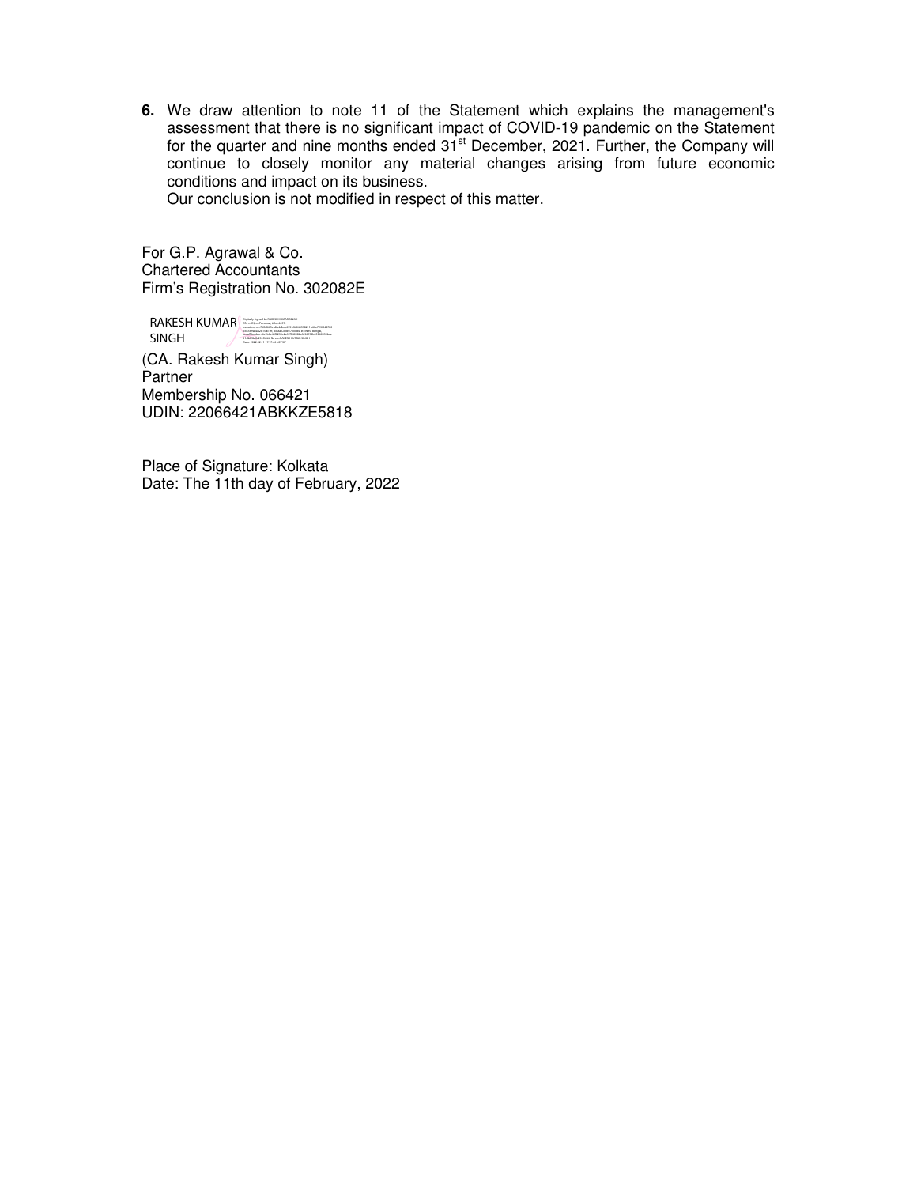6. We draw attention to note 11 of the Statement which explains the management's assessment that there is no significant impact of COVID-19 pandemic on the Statement for the quarter and nine months ended 31st December, 2021. Further, the Company will continue to closely monitor any material changes arising from future economic conditions and impact on its business.
   Our conclusion is not modified in respect of this matter.

For G.P. Agrawal & Co.
Chartered Accountants
Firm's Registration No. 302082E

RAKESH KUMAR SINGH

(CA. Rakesh Kumar Singh)
Partner
Membership No. 066421
UDIN: 22066421ABKKZE5818

Place of Signature: Kolkata
Date: The 11th day of February, 2022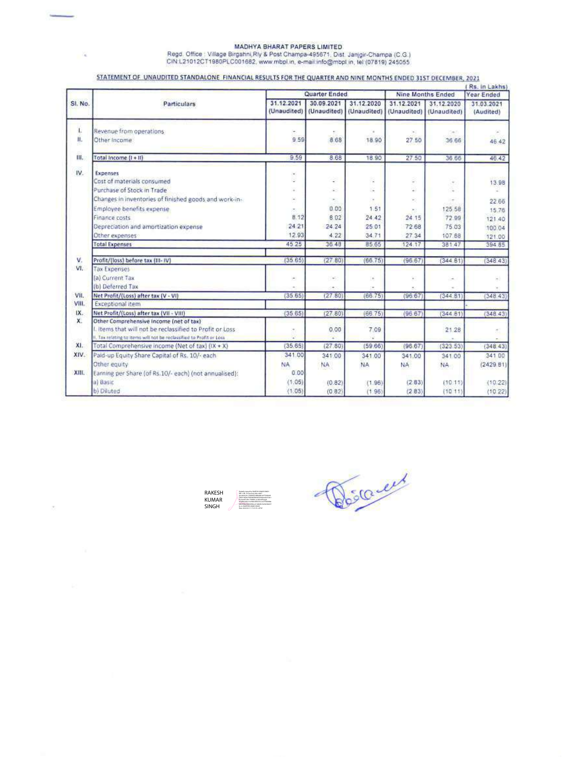# MADHYA BHARAT PAPERS LIMITED

Regd. Office : Village Birgahni,Rly & Post Champa-495671, Dist. Janjgir-Champa (C.G.)
CIN:L21012CT1980PLC001682, www.mbpl.in, e-mail:info@mbpl.in, tel:(07819) 245055

## STATEMENT OF UNAUDITED STANDALONE FINANCIAL RESULTS FOR THE QUARTER AND NINE MONTHS ENDED 31ST DECEMBER, 2021

(Rs. in Lakhs)

| Sl. No. | Particulars | Quarter Ended | | | Nine Months Ended | | Year Ended |
|---|---|---|---|---|---|---|---|
| | | 31.12.2021 (Unaudited) | 30.09.2021 (Unaudited) | 31.12.2020 (Unaudited) | 31.12.2021 (Unaudited) | 31.12.2020 (Unaudited) | 31.03.2021 (Audited) |
| I. | Revenue from operations | - | - | - | - | - | - |
| II. | Other Income | 9.59 | 8.68 | 18.90 | 27.50 | 36.66 | 46.42 |
| III. | Total Income (I + II) | 9.59 | 8.68 | 18.90 | 27.50 | 36.66 | 46.42 |
| IV. | Expenses | - | | | | | |
| | Cost of materials consumed | - | - | - | - | - | 13.98 |
| | Purchase of Stock in Trade | - | - | - | - | - | - |
| | Changes in inventories of finished goods and work-in- | - | - | - | - | - | 22.66 |
| | Employee benefits expense | - | 0.00 | 1.51 | - | 125.58 | 15.76 |
| | Finance costs | 8.12 | 8.02 | 24.42 | 24.15 | 72.99 | 121.40 |
| | Depreciation and amortization expense | 24.21 | 24.24 | 25.01 | 72.68 | 75.03 | 100.04 |
| | Other expenses | 12.93 | 4.22 | 34.71 | 27.34 | 107.88 | 121.00 |
| | Total Expenses | 45.25 | 36.48 | 85.65 | 124.17 | 381.47 | 394.85 |
| V. | Profit/(loss) before tax (III- IV) | (35.65) | (27.80) | (66.75) | (96.67) | (344.81) | (348.43) |
| VI. | Tax Expenses | | | | | | |
| | (a) Current Tax | - | - | - | - | - | - |
| | (b) Deferred Tax | - | - | - | - | - | - |
| VII. | Net Profit/(Loss) after tax (V - VI) | (35.65) | (27.80) | (66.75) | (96.67) | (344.81) | (348.43) |
| VIII. | Exceptional item | | | | | | |
| IX. | Net Profit/(Loss) after tax (VII - VIII) | (35.65) | (27.80) | (66.75) | (96.67) | (344.81) | (348.43) |
| X. | Other Comprehensive Income (net of tax) | | | | | | |
| | I. Items that will not be reclassified to Profit or Loss | - | 0.00 | 7.09 | | 21.28 | - |
| | II. Tax relating to items will not be reclassified to Profit or Loss | - | - | - | | - | - |
| XI. | Total Comprehensive income (Net of tax) (IX + X) | (35.65) | (27.80) | (59.66) | (96.67) | (323.53) | (348.43) |
| XIV. | Paid-up Equity Share Capital of Rs. 10/- each | 341.00 | 341.00 | 341.00 | 341.00 | 341.00 | 341.00 |
| | Other equity | NA | NA | NA | NA | NA | (2429.81) |
| XIII. | Earning per Share (of Rs.10/- each) (not annualised): | 0.00 | | | | | |
| | a) Basic | (1.05) | (0.82) | (1.96) | (2.83) | (10.11) | (10.22) |
| | b) Diluted | (1.05) | (0.82) | (1.96) | (2.83) | (10.11) | (10.22) |

RAKESH KUMAR SINGH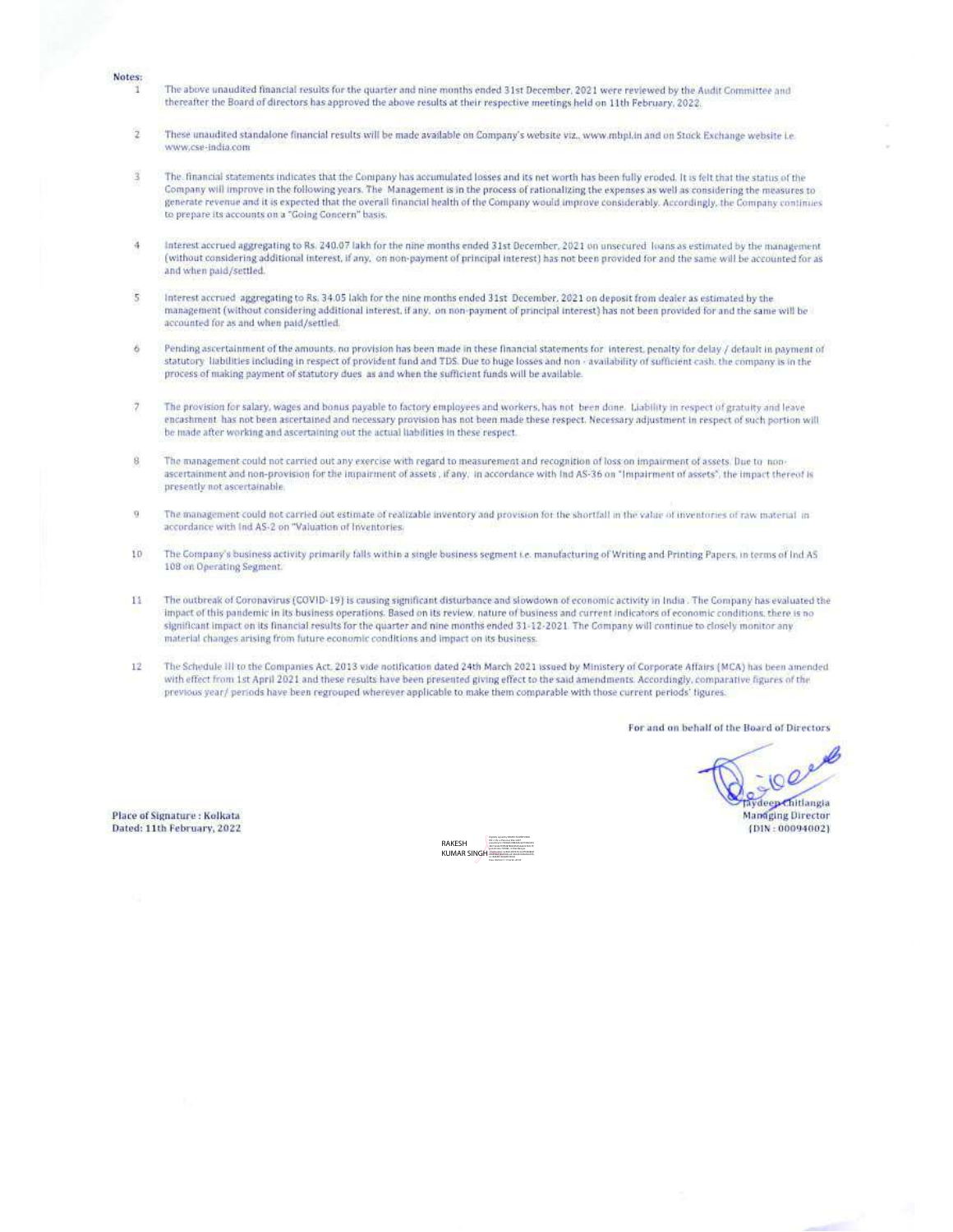**Notes:**

1. The above unaudited financial results for the quarter and nine months ended 31st December, 2021 were reviewed by the Audit Committee and thereafter the Board of directors has approved the above results at their respective meetings held on 11th February, 2022.

2. These unaudited standalone financial results will be made available on Company's website viz., www.mbpl.in and on Stock Exchange website i.e. www.cse-india.com

3. The financial statements indicates that the Company has accumulated losses and its net worth has been fully eroded. It is felt that the status of the Company will improve in the following years. The Management is in the process of rationalizing the expenses as well as considering the measures to generate revenue and it is expected that the overall financial health of the Company would improve considerably. Accordingly, the Company continues to prepare its accounts on a "Going Concern" basis.

4. Interest accrued aggregating to Rs. 240.07 lakh for the nine months ended 31st December, 2021 on unsecured loans as estimated by the management (without considering additional interest, if any, on non-payment of principal interest) has not been provided for and the same will be accounted for as and when paid/settled.

5. Interest accrued aggregating to Rs. 34.05 lakh for the nine months ended 31st December, 2021 on deposit from dealer as estimated by the management (without considering additional interest, if any, on non-payment of principal interest) has not been provided for and the same will be accounted for as and when paid/settled.

6. Pending ascertainment of the amounts, no provision has been made in these financial statements for interest, penalty for delay / default in payment of statutory liabilities including in respect of provident fund and TDS. Due to huge losses and non - availability of sufficient cash, the company is in the process of making payment of statutory dues as and when the sufficient funds will be available.

7. The provision for salary, wages and bonus payable to factory employees and workers, has not been done. Liability in respect of gratuity and leave encashment has not been ascertained and necessary provision has not been made these respect. Necessary adjustment in respect of such portion will be made after working and ascertaining out the actual liabilities in these respect.

8. The management could not carried out any exercise with regard to measurement and recognition of loss on impairment of assets. Due to non-ascertainment and non-provision for the impairment of assets , if any, in accordance with Ind AS-36 on "Impairment of assets", the impact thereof is presently not ascertainable.

9. The management could not carried out estimate of realizable inventory and provision for the shortfall in the value of inventories of raw material in accordance with Ind AS-2 on "Valuation of Inventories.

10. The Company's business activity primarily falls within a single business segment i.e. manufacturing of Writing and Printing Papers, in terms of Ind AS 108 on Operating Segment.

11. The outbreak of Coronavirus (COVID-19) is causing significant disturbance and slowdown of economic activity in India . The Company has evaluated the impact of this pandemic in its business operations. Based on its review, nature of business and current indicators of economic conditions, there is no significant impact on its financial results for the quarter and nine months ended 31-12-2021. The Company will continue to closely monitor any material changes arising from future economic conditions and impact on its business.

12. The Schedule III to the Companies Act, 2013 vide notification dated 24th March 2021 issued by Ministery of Corporate Affairs (MCA) has been amended with effect from 1st April 2021 and these results have been presented giving effect to the said amendments. Accordingly, comparative figures of the previous year/ periods have been regrouped wherever applicable to make them comparable with those current periods' figures.

**For and on behalf of the Board of Directors**

Jaydeep Chitlangia
Managing Director
(DIN : 00094002)

**Place of Signature : Kolkata**
**Dated: 11th February, 2022**

RAKESH KUMAR SINGH